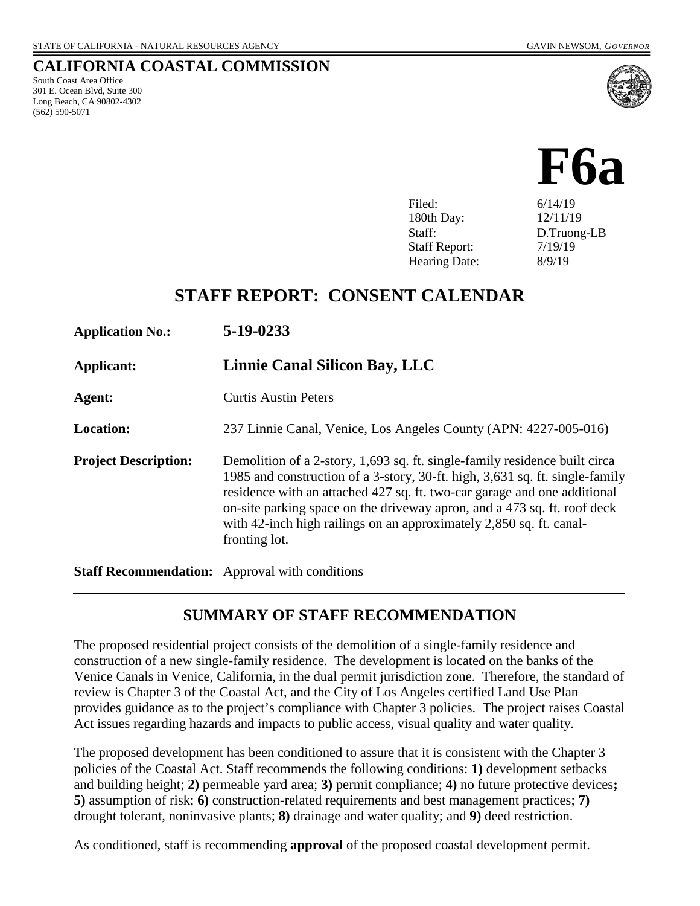STATE OF CALIFORNIA - NATURAL RESOURCES AGENCY GAVIN NEWSOM, *GOVERNOR*

## CALIFORNIA COASTAL COMMISSION

South Coast Area Office
301 E. Ocean Blvd, Suite 300
Long Beach, CA 90802-4302
(562) 590-5071

# F6a

| | |
|---|---|
| Filed: | 6/14/19 |
| 180th Day: | 12/11/19 |
| Staff: | D.Truong-LB |
| Staff Report: | 7/19/19 |
| Hearing Date: | 8/9/19 |

## STAFF REPORT: CONSENT CALENDAR

**Application No.:** **5-19-0233**

**Applicant:** **Linnie Canal Silicon Bay, LLC**

**Agent:** Curtis Austin Peters

**Location:** 237 Linnie Canal, Venice, Los Angeles County (APN: 4227-005-016)

**Project Description:** Demolition of a 2-story, 1,693 sq. ft. single-family residence built circa 1985 and construction of a 3-story, 30-ft. high, 3,631 sq. ft. single-family residence with an attached 427 sq. ft. two-car garage and one additional on-site parking space on the driveway apron, and a 473 sq. ft. roof deck with 42-inch high railings on an approximately 2,850 sq. ft. canal-fronting lot.

**Staff Recommendation:** Approval with conditions

## SUMMARY OF STAFF RECOMMENDATION

The proposed residential project consists of the demolition of a single-family residence and construction of a new single-family residence. The development is located on the banks of the Venice Canals in Venice, California, in the dual permit jurisdiction zone. Therefore, the standard of review is Chapter 3 of the Coastal Act, and the City of Los Angeles certified Land Use Plan provides guidance as to the project's compliance with Chapter 3 policies. The project raises Coastal Act issues regarding hazards and impacts to public access, visual quality and water quality.

The proposed development has been conditioned to assure that it is consistent with the Chapter 3 policies of the Coastal Act. Staff recommends the following conditions: **1)** development setbacks and building height; **2)** permeable yard area; **3)** permit compliance; **4)** no future protective devices**; 5)** assumption of risk; **6)** construction-related requirements and best management practices; **7)** drought tolerant, noninvasive plants; **8)** drainage and water quality; and **9)** deed restriction.

As conditioned, staff is recommending **approval** of the proposed coastal development permit.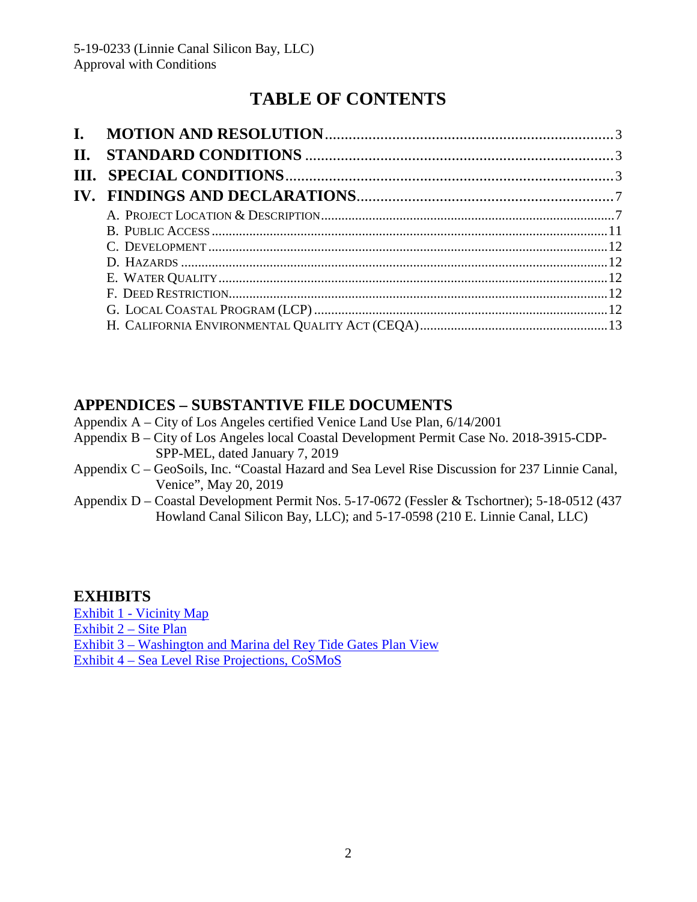5-19-0233 (Linnie Canal Silicon Bay, LLC)
Approval with Conditions

# TABLE OF CONTENTS

- **I. MOTION AND RESOLUTION** ..... 3
- **II. STANDARD CONDITIONS** ..... 3
- **III. SPECIAL CONDITIONS** ..... 3
- **IV. FINDINGS AND DECLARATIONS** ..... 7
  - A. Project Location & Description ..... 7
  - B. Public Access ..... 11
  - C. Development ..... 12
  - D. Hazards ..... 12
  - E. Water Quality ..... 12
  - F. Deed Restriction ..... 12
  - G. Local Coastal Program (LCP) ..... 12
  - H. California Environmental Quality Act (CEQA) ..... 13

## APPENDICES – SUBSTANTIVE FILE DOCUMENTS

Appendix A – City of Los Angeles certified Venice Land Use Plan, 6/14/2001

Appendix B – City of Los Angeles local Coastal Development Permit Case No. 2018-3915-CDP-SPP-MEL, dated January 7, 2019

Appendix C – GeoSoils, Inc. "Coastal Hazard and Sea Level Rise Discussion for 237 Linnie Canal, Venice", May 20, 2019

Appendix D – Coastal Development Permit Nos. 5-17-0672 (Fessler & Tschortner); 5-18-0512 (437 Howland Canal Silicon Bay, LLC); and 5-17-0598 (210 E. Linnie Canal, LLC)

## EXHIBITS

Exhibit 1 - Vicinity Map
Exhibit 2 – Site Plan
Exhibit 3 – Washington and Marina del Rey Tide Gates Plan View
Exhibit 4 – Sea Level Rise Projections, CoSMoS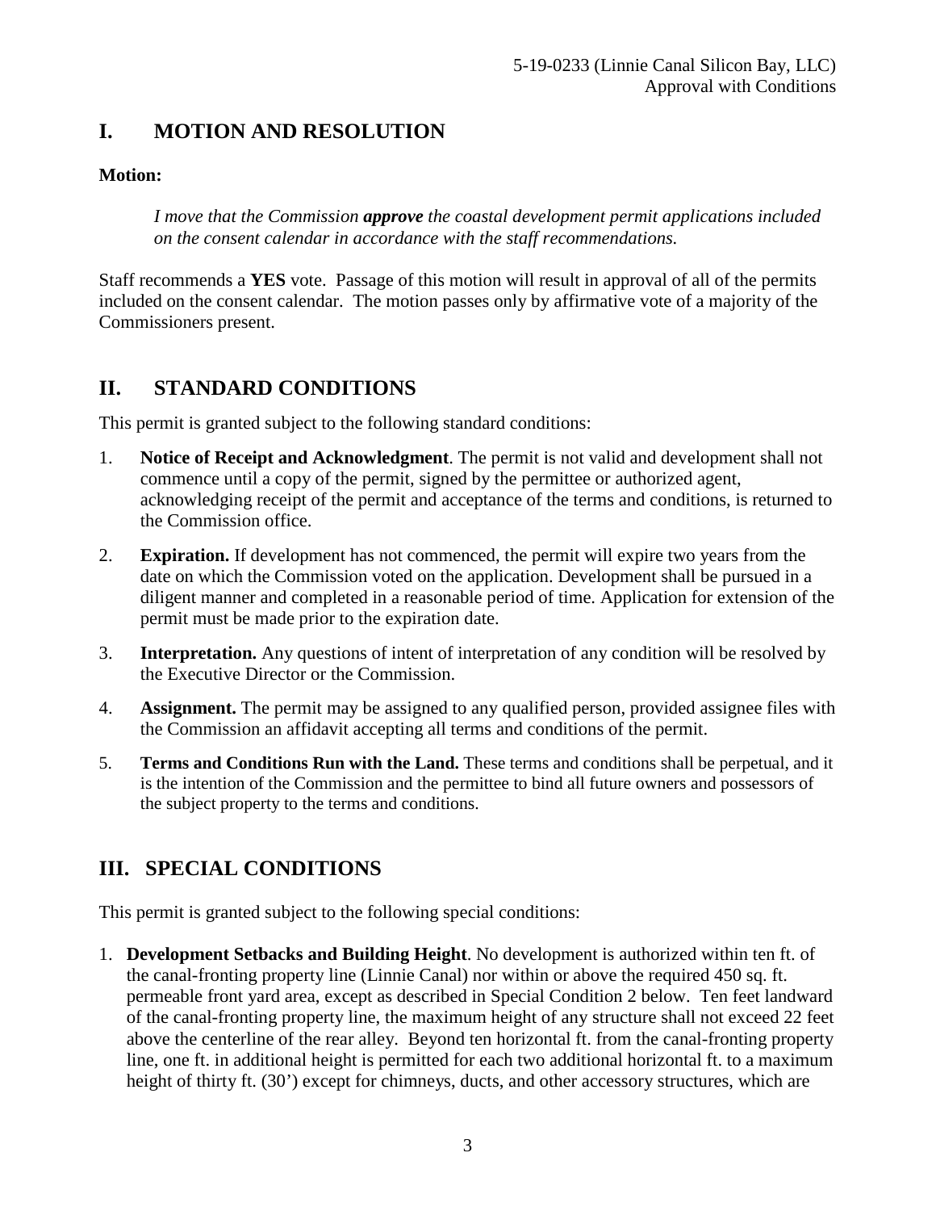## I. MOTION AND RESOLUTION

**Motion:**

> *I move that the Commission **approve** the coastal development permit applications included on the consent calendar in accordance with the staff recommendations.*

Staff recommends a **YES** vote. Passage of this motion will result in approval of all of the permits included on the consent calendar. The motion passes only by affirmative vote of a majority of the Commissioners present.

## II. STANDARD CONDITIONS

This permit is granted subject to the following standard conditions:

1. **Notice of Receipt and Acknowledgment**. The permit is not valid and development shall not commence until a copy of the permit, signed by the permittee or authorized agent, acknowledging receipt of the permit and acceptance of the terms and conditions, is returned to the Commission office.
2. **Expiration.** If development has not commenced, the permit will expire two years from the date on which the Commission voted on the application. Development shall be pursued in a diligent manner and completed in a reasonable period of time. Application for extension of the permit must be made prior to the expiration date.
3. **Interpretation.** Any questions of intent of interpretation of any condition will be resolved by the Executive Director or the Commission.
4. **Assignment.** The permit may be assigned to any qualified person, provided assignee files with the Commission an affidavit accepting all terms and conditions of the permit.
5. **Terms and Conditions Run with the Land.** These terms and conditions shall be perpetual, and it is the intention of the Commission and the permittee to bind all future owners and possessors of the subject property to the terms and conditions.

## III. SPECIAL CONDITIONS

This permit is granted subject to the following special conditions:

1. **Development Setbacks and Building Height**. No development is authorized within ten ft. of the canal-fronting property line (Linnie Canal) nor within or above the required 450 sq. ft. permeable front yard area, except as described in Special Condition 2 below. Ten feet landward of the canal-fronting property line, the maximum height of any structure shall not exceed 22 feet above the centerline of the rear alley. Beyond ten horizontal ft. from the canal-fronting property line, one ft. in additional height is permitted for each two additional horizontal ft. to a maximum height of thirty ft. (30') except for chimneys, ducts, and other accessory structures, which are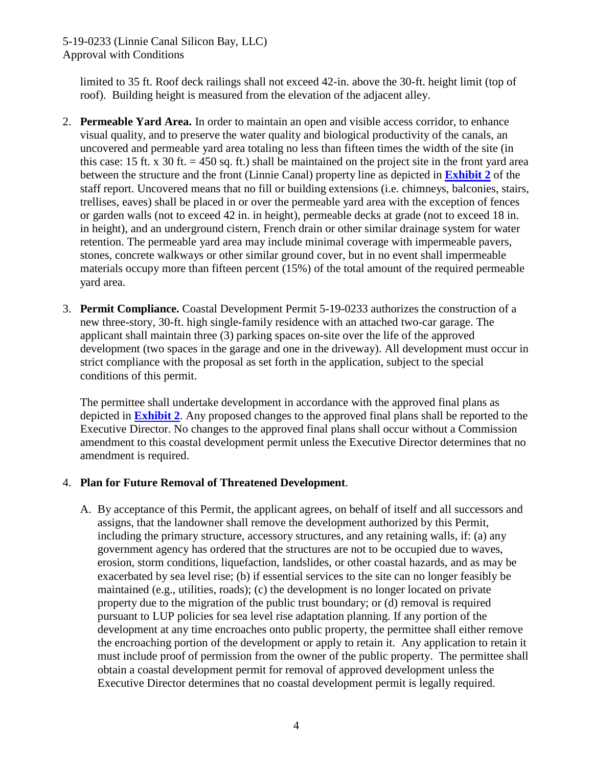limited to 35 ft. Roof deck railings shall not exceed 42-in. above the 30-ft. height limit (top of roof). Building height is measured from the elevation of the adjacent alley.

2. **Permeable Yard Area.** In order to maintain an open and visible access corridor, to enhance visual quality, and to preserve the water quality and biological productivity of the canals, an uncovered and permeable yard area totaling no less than fifteen times the width of the site (in this case: 15 ft. x 30 ft. = 450 sq. ft.) shall be maintained on the project site in the front yard area between the structure and the front (Linnie Canal) property line as depicted in **Exhibit 2** of the staff report. Uncovered means that no fill or building extensions (i.e. chimneys, balconies, stairs, trellises, eaves) shall be placed in or over the permeable yard area with the exception of fences or garden walls (not to exceed 42 in. in height), permeable decks at grade (not to exceed 18 in. in height), and an underground cistern, French drain or other similar drainage system for water retention. The permeable yard area may include minimal coverage with impermeable pavers, stones, concrete walkways or other similar ground cover, but in no event shall impermeable materials occupy more than fifteen percent (15%) of the total amount of the required permeable yard area.

3. **Permit Compliance.** Coastal Development Permit 5-19-0233 authorizes the construction of a new three-story, 30-ft. high single-family residence with an attached two-car garage. The applicant shall maintain three (3) parking spaces on-site over the life of the approved development (two spaces in the garage and one in the driveway). All development must occur in strict compliance with the proposal as set forth in the application, subject to the special conditions of this permit.

   The permittee shall undertake development in accordance with the approved final plans as depicted in **Exhibit 2**. Any proposed changes to the approved final plans shall be reported to the Executive Director. No changes to the approved final plans shall occur without a Commission amendment to this coastal development permit unless the Executive Director determines that no amendment is required.

4. **Plan for Future Removal of Threatened Development**.

   A. By acceptance of this Permit, the applicant agrees, on behalf of itself and all successors and assigns, that the landowner shall remove the development authorized by this Permit, including the primary structure, accessory structures, and any retaining walls, if: (a) any government agency has ordered that the structures are not to be occupied due to waves, erosion, storm conditions, liquefaction, landslides, or other coastal hazards, and as may be exacerbated by sea level rise; (b) if essential services to the site can no longer feasibly be maintained (e.g., utilities, roads); (c) the development is no longer located on private property due to the migration of the public trust boundary; or (d) removal is required pursuant to LUP policies for sea level rise adaptation planning. If any portion of the development at any time encroaches onto public property, the permittee shall either remove the encroaching portion of the development or apply to retain it. Any application to retain it must include proof of permission from the owner of the public property. The permittee shall obtain a coastal development permit for removal of approved development unless the Executive Director determines that no coastal development permit is legally required.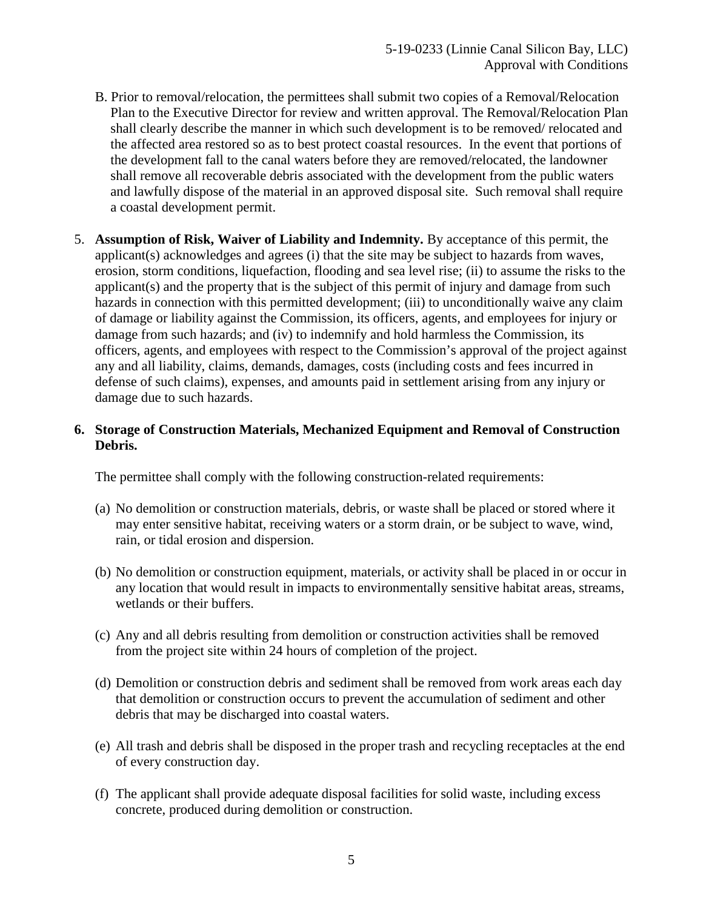B. Prior to removal/relocation, the permittees shall submit two copies of a Removal/Relocation Plan to the Executive Director for review and written approval. The Removal/Relocation Plan shall clearly describe the manner in which such development is to be removed/ relocated and the affected area restored so as to best protect coastal resources. In the event that portions of the development fall to the canal waters before they are removed/relocated, the landowner shall remove all recoverable debris associated with the development from the public waters and lawfully dispose of the material in an approved disposal site. Such removal shall require a coastal development permit.

5. **Assumption of Risk, Waiver of Liability and Indemnity.** By acceptance of this permit, the applicant(s) acknowledges and agrees (i) that the site may be subject to hazards from waves, erosion, storm conditions, liquefaction, flooding and sea level rise; (ii) to assume the risks to the applicant(s) and the property that is the subject of this permit of injury and damage from such hazards in connection with this permitted development; (iii) to unconditionally waive any claim of damage or liability against the Commission, its officers, agents, and employees for injury or damage from such hazards; and (iv) to indemnify and hold harmless the Commission, its officers, agents, and employees with respect to the Commission's approval of the project against any and all liability, claims, demands, damages, costs (including costs and fees incurred in defense of such claims), expenses, and amounts paid in settlement arising from any injury or damage due to such hazards.

6. **Storage of Construction Materials, Mechanized Equipment and Removal of Construction Debris.**

   The permittee shall comply with the following construction-related requirements:

   (a) No demolition or construction materials, debris, or waste shall be placed or stored where it may enter sensitive habitat, receiving waters or a storm drain, or be subject to wave, wind, rain, or tidal erosion and dispersion.

   (b) No demolition or construction equipment, materials, or activity shall be placed in or occur in any location that would result in impacts to environmentally sensitive habitat areas, streams, wetlands or their buffers.

   (c) Any and all debris resulting from demolition or construction activities shall be removed from the project site within 24 hours of completion of the project.

   (d) Demolition or construction debris and sediment shall be removed from work areas each day that demolition or construction occurs to prevent the accumulation of sediment and other debris that may be discharged into coastal waters.

   (e) All trash and debris shall be disposed in the proper trash and recycling receptacles at the end of every construction day.

   (f) The applicant shall provide adequate disposal facilities for solid waste, including excess concrete, produced during demolition or construction.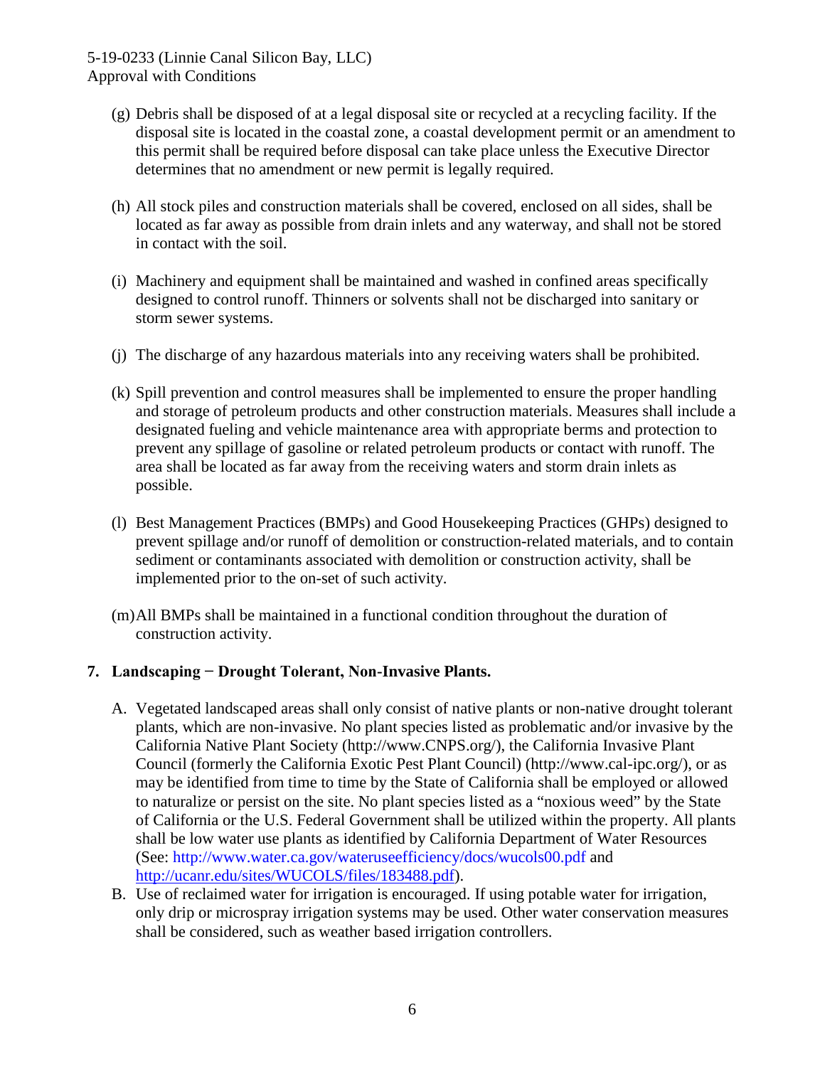(g) Debris shall be disposed of at a legal disposal site or recycled at a recycling facility. If the disposal site is located in the coastal zone, a coastal development permit or an amendment to this permit shall be required before disposal can take place unless the Executive Director determines that no amendment or new permit is legally required.

(h) All stock piles and construction materials shall be covered, enclosed on all sides, shall be located as far away as possible from drain inlets and any waterway, and shall not be stored in contact with the soil.

(i) Machinery and equipment shall be maintained and washed in confined areas specifically designed to control runoff. Thinners or solvents shall not be discharged into sanitary or storm sewer systems.

(j) The discharge of any hazardous materials into any receiving waters shall be prohibited.

(k) Spill prevention and control measures shall be implemented to ensure the proper handling and storage of petroleum products and other construction materials. Measures shall include a designated fueling and vehicle maintenance area with appropriate berms and protection to prevent any spillage of gasoline or related petroleum products or contact with runoff. The area shall be located as far away from the receiving waters and storm drain inlets as possible.

(l) Best Management Practices (BMPs) and Good Housekeeping Practices (GHPs) designed to prevent spillage and/or runoff of demolition or construction-related materials, and to contain sediment or contaminants associated with demolition or construction activity, shall be implemented prior to the on-set of such activity.

(m) All BMPs shall be maintained in a functional condition throughout the duration of construction activity.

**7. Landscaping − Drought Tolerant, Non-Invasive Plants.**

A. Vegetated landscaped areas shall only consist of native plants or non-native drought tolerant plants, which are non-invasive. No plant species listed as problematic and/or invasive by the California Native Plant Society (http://www.CNPS.org/), the California Invasive Plant Council (formerly the California Exotic Pest Plant Council) (http://www.cal-ipc.org/), or as may be identified from time to time by the State of California shall be employed or allowed to naturalize or persist on the site. No plant species listed as a "noxious weed" by the State of California or the U.S. Federal Government shall be utilized within the property. All plants shall be low water use plants as identified by California Department of Water Resources (See: http://www.water.ca.gov/wateruseefficiency/docs/wucols00.pdf and http://ucanr.edu/sites/WUCOLS/files/183488.pdf).

B. Use of reclaimed water for irrigation is encouraged. If using potable water for irrigation, only drip or microspray irrigation systems may be used. Other water conservation measures shall be considered, such as weather based irrigation controllers.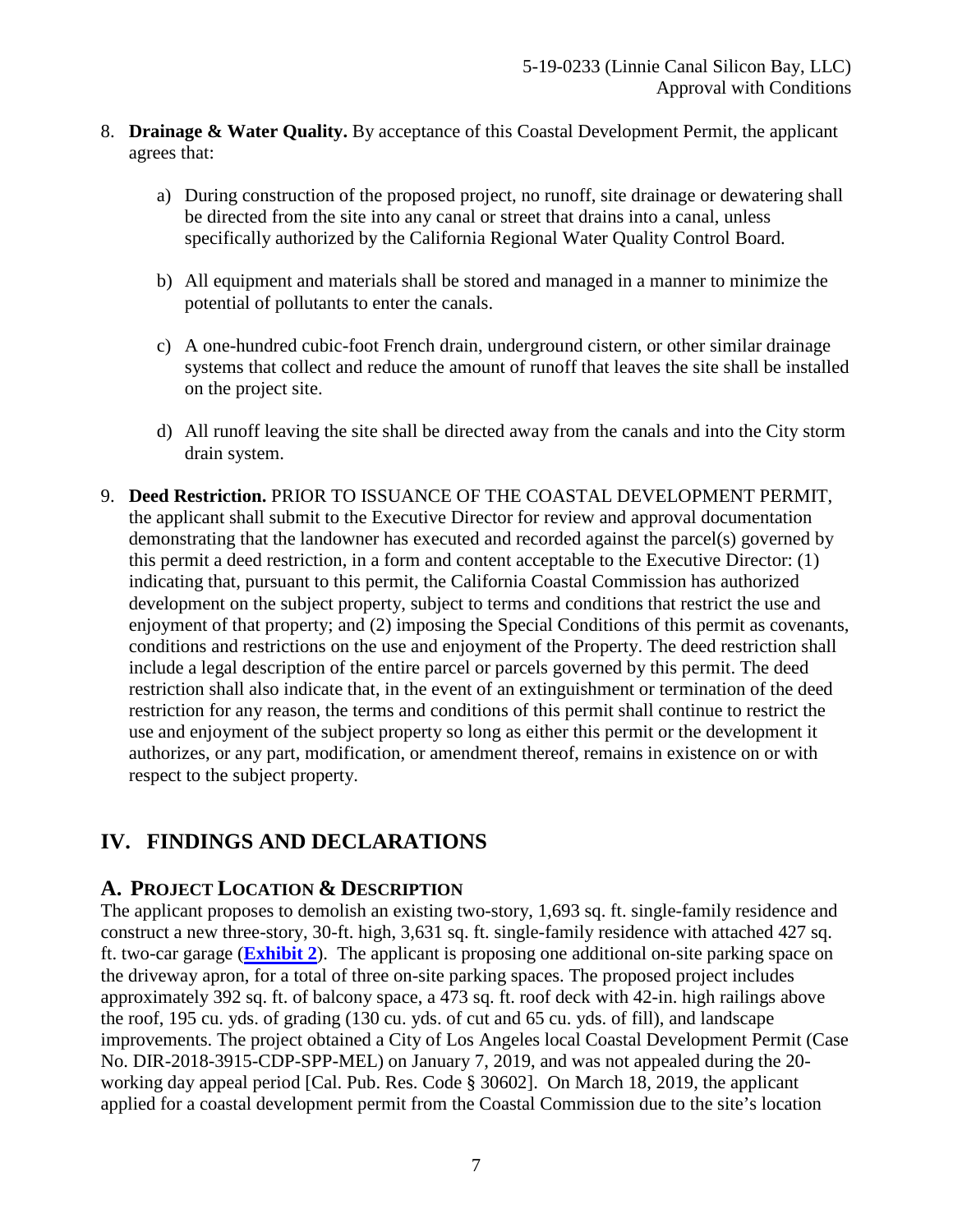8. **Drainage & Water Quality.** By acceptance of this Coastal Development Permit, the applicant agrees that:

   a) During construction of the proposed project, no runoff, site drainage or dewatering shall be directed from the site into any canal or street that drains into a canal, unless specifically authorized by the California Regional Water Quality Control Board.

   b) All equipment and materials shall be stored and managed in a manner to minimize the potential of pollutants to enter the canals.

   c) A one-hundred cubic-foot French drain, underground cistern, or other similar drainage systems that collect and reduce the amount of runoff that leaves the site shall be installed on the project site.

   d) All runoff leaving the site shall be directed away from the canals and into the City storm drain system.

9. **Deed Restriction.** PRIOR TO ISSUANCE OF THE COASTAL DEVELOPMENT PERMIT, the applicant shall submit to the Executive Director for review and approval documentation demonstrating that the landowner has executed and recorded against the parcel(s) governed by this permit a deed restriction, in a form and content acceptable to the Executive Director: (1) indicating that, pursuant to this permit, the California Coastal Commission has authorized development on the subject property, subject to terms and conditions that restrict the use and enjoyment of that property; and (2) imposing the Special Conditions of this permit as covenants, conditions and restrictions on the use and enjoyment of the Property. The deed restriction shall include a legal description of the entire parcel or parcels governed by this permit. The deed restriction shall also indicate that, in the event of an extinguishment or termination of the deed restriction for any reason, the terms and conditions of this permit shall continue to restrict the use and enjoyment of the subject property so long as either this permit or the development it authorizes, or any part, modification, or amendment thereof, remains in existence on or with respect to the subject property.

## IV. FINDINGS AND DECLARATIONS

### A. PROJECT LOCATION & DESCRIPTION

The applicant proposes to demolish an existing two-story, 1,693 sq. ft. single-family residence and construct a new three-story, 30-ft. high, 3,631 sq. ft. single-family residence with attached 427 sq. ft. two-car garage (**Exhibit 2**). The applicant is proposing one additional on-site parking space on the driveway apron, for a total of three on-site parking spaces. The proposed project includes approximately 392 sq. ft. of balcony space, a 473 sq. ft. roof deck with 42-in. high railings above the roof, 195 cu. yds. of grading (130 cu. yds. of cut and 65 cu. yds. of fill), and landscape improvements. The project obtained a City of Los Angeles local Coastal Development Permit (Case No. DIR-2018-3915-CDP-SPP-MEL) on January 7, 2019, and was not appealed during the 20-working day appeal period [Cal. Pub. Res. Code § 30602]. On March 18, 2019, the applicant applied for a coastal development permit from the Coastal Commission due to the site's location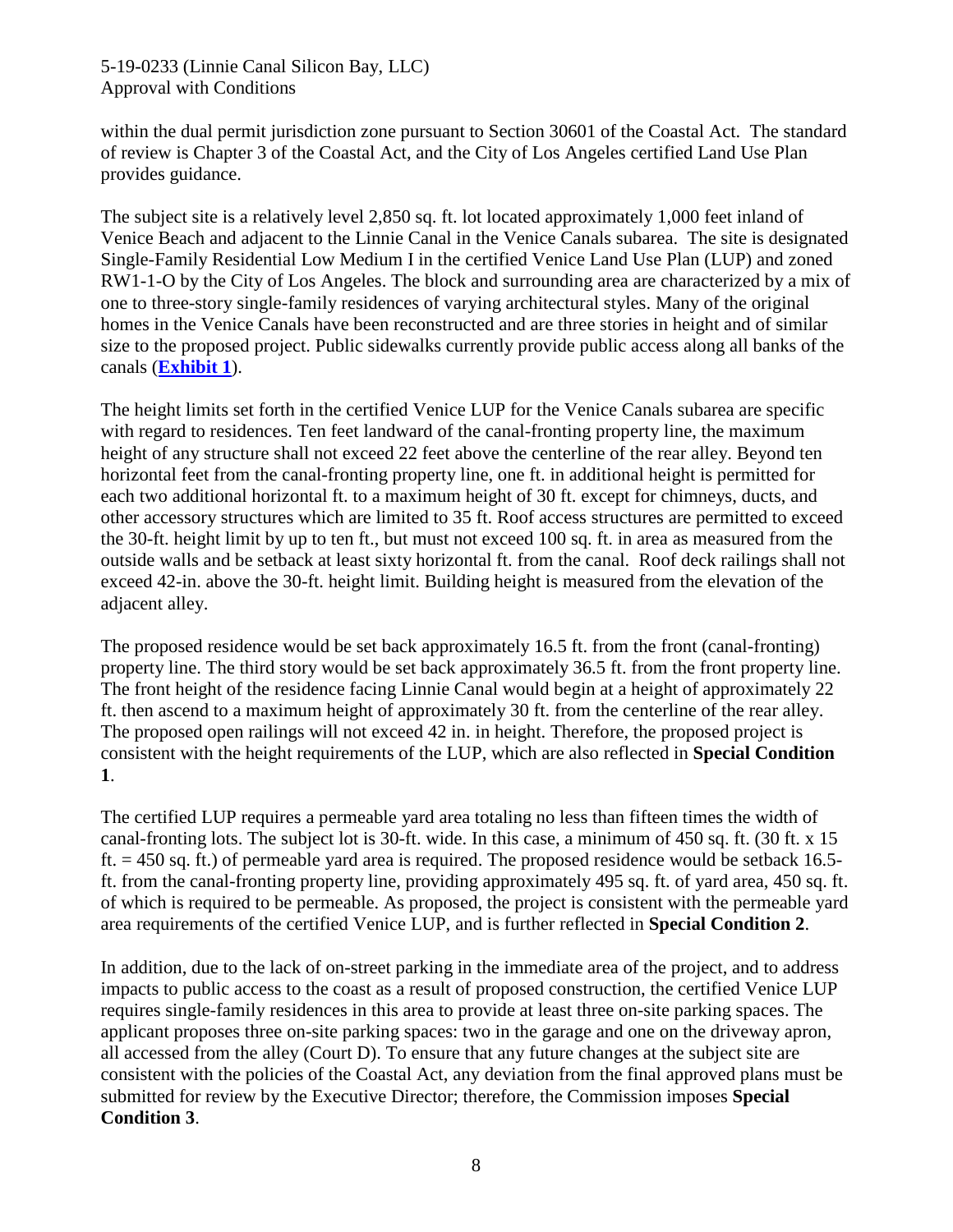within the dual permit jurisdiction zone pursuant to Section 30601 of the Coastal Act. The standard of review is Chapter 3 of the Coastal Act, and the City of Los Angeles certified Land Use Plan provides guidance.

The subject site is a relatively level 2,850 sq. ft. lot located approximately 1,000 feet inland of Venice Beach and adjacent to the Linnie Canal in the Venice Canals subarea. The site is designated Single-Family Residential Low Medium I in the certified Venice Land Use Plan (LUP) and zoned RW1-1-O by the City of Los Angeles. The block and surrounding area are characterized by a mix of one to three-story single-family residences of varying architectural styles. Many of the original homes in the Venice Canals have been reconstructed and are three stories in height and of similar size to the proposed project. Public sidewalks currently provide public access along all banks of the canals (**Exhibit 1**).

The height limits set forth in the certified Venice LUP for the Venice Canals subarea are specific with regard to residences. Ten feet landward of the canal-fronting property line, the maximum height of any structure shall not exceed 22 feet above the centerline of the rear alley. Beyond ten horizontal feet from the canal-fronting property line, one ft. in additional height is permitted for each two additional horizontal ft. to a maximum height of 30 ft. except for chimneys, ducts, and other accessory structures which are limited to 35 ft. Roof access structures are permitted to exceed the 30-ft. height limit by up to ten ft., but must not exceed 100 sq. ft. in area as measured from the outside walls and be setback at least sixty horizontal ft. from the canal. Roof deck railings shall not exceed 42-in. above the 30-ft. height limit. Building height is measured from the elevation of the adjacent alley.

The proposed residence would be set back approximately 16.5 ft. from the front (canal-fronting) property line. The third story would be set back approximately 36.5 ft. from the front property line. The front height of the residence facing Linnie Canal would begin at a height of approximately 22 ft. then ascend to a maximum height of approximately 30 ft. from the centerline of the rear alley. The proposed open railings will not exceed 42 in. in height. Therefore, the proposed project is consistent with the height requirements of the LUP, which are also reflected in **Special Condition 1**.

The certified LUP requires a permeable yard area totaling no less than fifteen times the width of canal-fronting lots. The subject lot is 30-ft. wide. In this case, a minimum of 450 sq. ft. (30 ft. x 15 ft. = 450 sq. ft.) of permeable yard area is required. The proposed residence would be setback 16.5-ft. from the canal-fronting property line, providing approximately 495 sq. ft. of yard area, 450 sq. ft. of which is required to be permeable. As proposed, the project is consistent with the permeable yard area requirements of the certified Venice LUP, and is further reflected in **Special Condition 2**.

In addition, due to the lack of on-street parking in the immediate area of the project, and to address impacts to public access to the coast as a result of proposed construction, the certified Venice LUP requires single-family residences in this area to provide at least three on-site parking spaces. The applicant proposes three on-site parking spaces: two in the garage and one on the driveway apron, all accessed from the alley (Court D). To ensure that any future changes at the subject site are consistent with the policies of the Coastal Act, any deviation from the final approved plans must be submitted for review by the Executive Director; therefore, the Commission imposes **Special Condition 3**.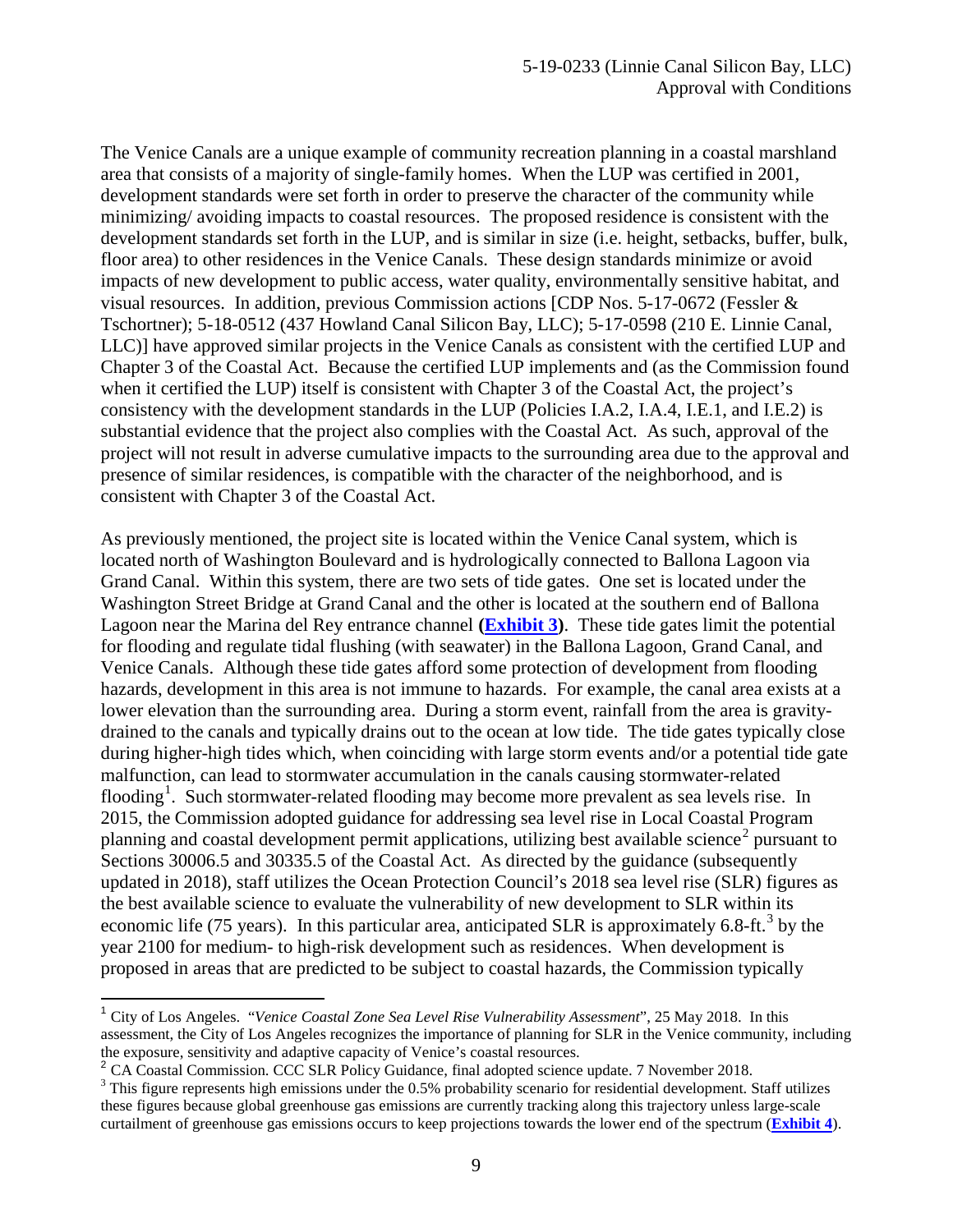The Venice Canals are a unique example of community recreation planning in a coastal marshland area that consists of a majority of single-family homes. When the LUP was certified in 2001, development standards were set forth in order to preserve the character of the community while minimizing/ avoiding impacts to coastal resources. The proposed residence is consistent with the development standards set forth in the LUP, and is similar in size (i.e. height, setbacks, buffer, bulk, floor area) to other residences in the Venice Canals. These design standards minimize or avoid impacts of new development to public access, water quality, environmentally sensitive habitat, and visual resources. In addition, previous Commission actions [CDP Nos. 5-17-0672 (Fessler & Tschortner); 5-18-0512 (437 Howland Canal Silicon Bay, LLC); 5-17-0598 (210 E. Linnie Canal, LLC)] have approved similar projects in the Venice Canals as consistent with the certified LUP and Chapter 3 of the Coastal Act. Because the certified LUP implements and (as the Commission found when it certified the LUP) itself is consistent with Chapter 3 of the Coastal Act, the project's consistency with the development standards in the LUP (Policies I.A.2, I.A.4, I.E.1, and I.E.2) is substantial evidence that the project also complies with the Coastal Act. As such, approval of the project will not result in adverse cumulative impacts to the surrounding area due to the approval and presence of similar residences, is compatible with the character of the neighborhood, and is consistent with Chapter 3 of the Coastal Act.

As previously mentioned, the project site is located within the Venice Canal system, which is located north of Washington Boulevard and is hydrologically connected to Ballona Lagoon via Grand Canal. Within this system, there are two sets of tide gates. One set is located under the Washington Street Bridge at Grand Canal and the other is located at the southern end of Ballona Lagoon near the Marina del Rey entrance channel **(Exhibit 3)**. These tide gates limit the potential for flooding and regulate tidal flushing (with seawater) in the Ballona Lagoon, Grand Canal, and Venice Canals. Although these tide gates afford some protection of development from flooding hazards, development in this area is not immune to hazards. For example, the canal area exists at a lower elevation than the surrounding area. During a storm event, rainfall from the area is gravity-drained to the canals and typically drains out to the ocean at low tide. The tide gates typically close during higher-high tides which, when coinciding with large storm events and/or a potential tide gate malfunction, can lead to stormwater accumulation in the canals causing stormwater-related flooding[1]. Such stormwater-related flooding may become more prevalent as sea levels rise. In 2015, the Commission adopted guidance for addressing sea level rise in Local Coastal Program planning and coastal development permit applications, utilizing best available science[2] pursuant to Sections 30006.5 and 30335.5 of the Coastal Act. As directed by the guidance (subsequently updated in 2018), staff utilizes the Ocean Protection Council's 2018 sea level rise (SLR) figures as the best available science to evaluate the vulnerability of new development to SLR within its economic life (75 years). In this particular area, anticipated SLR is approximately 6.8-ft.[3] by the year 2100 for medium- to high-risk development such as residences. When development is proposed in areas that are predicted to be subject to coastal hazards, the Commission typically

---

[1] City of Los Angeles. "*Venice Coastal Zone Sea Level Rise Vulnerability Assessment*", 25 May 2018. In this assessment, the City of Los Angeles recognizes the importance of planning for SLR in the Venice community, including the exposure, sensitivity and adaptive capacity of Venice's coastal resources.

[2] CA Coastal Commission. CCC SLR Policy Guidance, final adopted science update. 7 November 2018.

[3] This figure represents high emissions under the 0.5% probability scenario for residential development. Staff utilizes these figures because global greenhouse gas emissions are currently tracking along this trajectory unless large-scale curtailment of greenhouse gas emissions occurs to keep projections towards the lower end of the spectrum (**Exhibit 4**).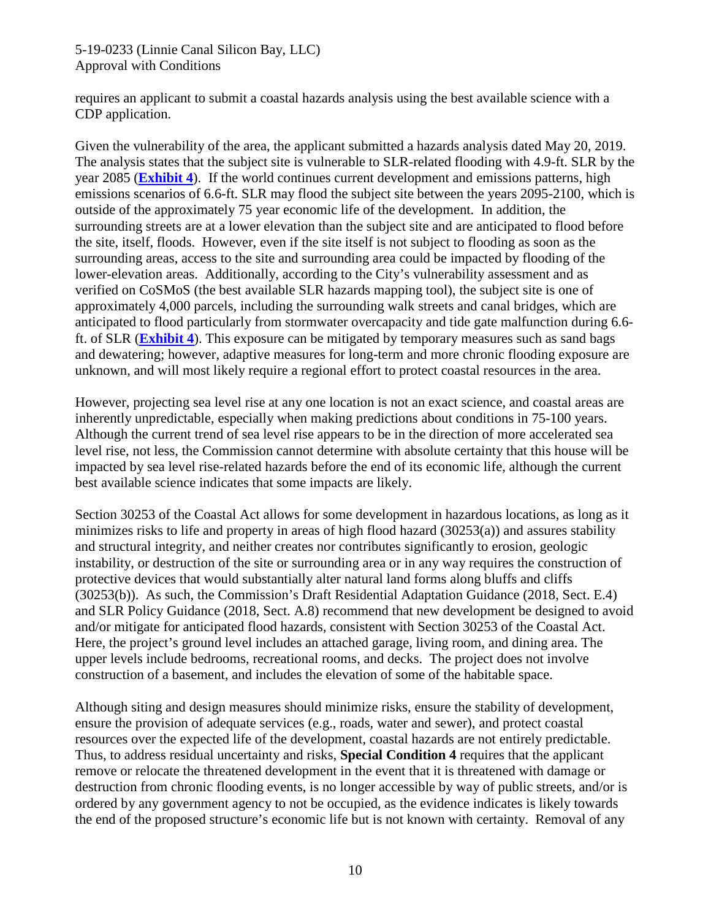requires an applicant to submit a coastal hazards analysis using the best available science with a CDP application.

Given the vulnerability of the area, the applicant submitted a hazards analysis dated May 20, 2019. The analysis states that the subject site is vulnerable to SLR-related flooding with 4.9-ft. SLR by the year 2085 (**Exhibit 4**). If the world continues current development and emissions patterns, high emissions scenarios of 6.6-ft. SLR may flood the subject site between the years 2095-2100, which is outside of the approximately 75 year economic life of the development. In addition, the surrounding streets are at a lower elevation than the subject site and are anticipated to flood before the site, itself, floods. However, even if the site itself is not subject to flooding as soon as the surrounding areas, access to the site and surrounding area could be impacted by flooding of the lower-elevation areas. Additionally, according to the City's vulnerability assessment and as verified on CoSMoS (the best available SLR hazards mapping tool), the subject site is one of approximately 4,000 parcels, including the surrounding walk streets and canal bridges, which are anticipated to flood particularly from stormwater overcapacity and tide gate malfunction during 6.6-ft. of SLR (**Exhibit 4**). This exposure can be mitigated by temporary measures such as sand bags and dewatering; however, adaptive measures for long-term and more chronic flooding exposure are unknown, and will most likely require a regional effort to protect coastal resources in the area.

However, projecting sea level rise at any one location is not an exact science, and coastal areas are inherently unpredictable, especially when making predictions about conditions in 75-100 years. Although the current trend of sea level rise appears to be in the direction of more accelerated sea level rise, not less, the Commission cannot determine with absolute certainty that this house will be impacted by sea level rise-related hazards before the end of its economic life, although the current best available science indicates that some impacts are likely.

Section 30253 of the Coastal Act allows for some development in hazardous locations, as long as it minimizes risks to life and property in areas of high flood hazard (30253(a)) and assures stability and structural integrity, and neither creates nor contributes significantly to erosion, geologic instability, or destruction of the site or surrounding area or in any way requires the construction of protective devices that would substantially alter natural land forms along bluffs and cliffs (30253(b)). As such, the Commission's Draft Residential Adaptation Guidance (2018, Sect. E.4) and SLR Policy Guidance (2018, Sect. A.8) recommend that new development be designed to avoid and/or mitigate for anticipated flood hazards, consistent with Section 30253 of the Coastal Act. Here, the project's ground level includes an attached garage, living room, and dining area. The upper levels include bedrooms, recreational rooms, and decks. The project does not involve construction of a basement, and includes the elevation of some of the habitable space.

Although siting and design measures should minimize risks, ensure the stability of development, ensure the provision of adequate services (e.g., roads, water and sewer), and protect coastal resources over the expected life of the development, coastal hazards are not entirely predictable. Thus, to address residual uncertainty and risks, **Special Condition 4** requires that the applicant remove or relocate the threatened development in the event that it is threatened with damage or destruction from chronic flooding events, is no longer accessible by way of public streets, and/or is ordered by any government agency to not be occupied, as the evidence indicates is likely towards the end of the proposed structure's economic life but is not known with certainty. Removal of any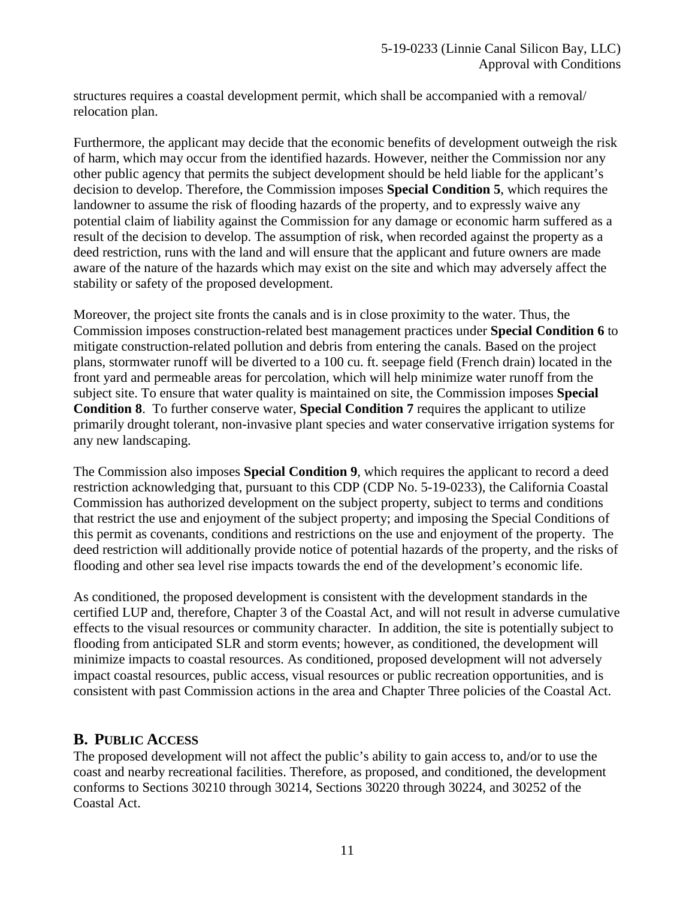structures requires a coastal development permit, which shall be accompanied with a removal/ relocation plan.

Furthermore, the applicant may decide that the economic benefits of development outweigh the risk of harm, which may occur from the identified hazards. However, neither the Commission nor any other public agency that permits the subject development should be held liable for the applicant's decision to develop. Therefore, the Commission imposes **Special Condition 5**, which requires the landowner to assume the risk of flooding hazards of the property, and to expressly waive any potential claim of liability against the Commission for any damage or economic harm suffered as a result of the decision to develop. The assumption of risk, when recorded against the property as a deed restriction, runs with the land and will ensure that the applicant and future owners are made aware of the nature of the hazards which may exist on the site and which may adversely affect the stability or safety of the proposed development.

Moreover, the project site fronts the canals and is in close proximity to the water. Thus, the Commission imposes construction-related best management practices under **Special Condition 6** to mitigate construction-related pollution and debris from entering the canals. Based on the project plans, stormwater runoff will be diverted to a 100 cu. ft. seepage field (French drain) located in the front yard and permeable areas for percolation, which will help minimize water runoff from the subject site. To ensure that water quality is maintained on site, the Commission imposes **Special Condition 8**. To further conserve water, **Special Condition 7** requires the applicant to utilize primarily drought tolerant, non-invasive plant species and water conservative irrigation systems for any new landscaping.

The Commission also imposes **Special Condition 9**, which requires the applicant to record a deed restriction acknowledging that, pursuant to this CDP (CDP No. 5-19-0233), the California Coastal Commission has authorized development on the subject property, subject to terms and conditions that restrict the use and enjoyment of the subject property; and imposing the Special Conditions of this permit as covenants, conditions and restrictions on the use and enjoyment of the property. The deed restriction will additionally provide notice of potential hazards of the property, and the risks of flooding and other sea level rise impacts towards the end of the development's economic life.

As conditioned, the proposed development is consistent with the development standards in the certified LUP and, therefore, Chapter 3 of the Coastal Act, and will not result in adverse cumulative effects to the visual resources or community character. In addition, the site is potentially subject to flooding from anticipated SLR and storm events; however, as conditioned, the development will minimize impacts to coastal resources. As conditioned, proposed development will not adversely impact coastal resources, public access, visual resources or public recreation opportunities, and is consistent with past Commission actions in the area and Chapter Three policies of the Coastal Act.

## B. Public Access

The proposed development will not affect the public's ability to gain access to, and/or to use the coast and nearby recreational facilities. Therefore, as proposed, and conditioned, the development conforms to Sections 30210 through 30214, Sections 30220 through 30224, and 30252 of the Coastal Act.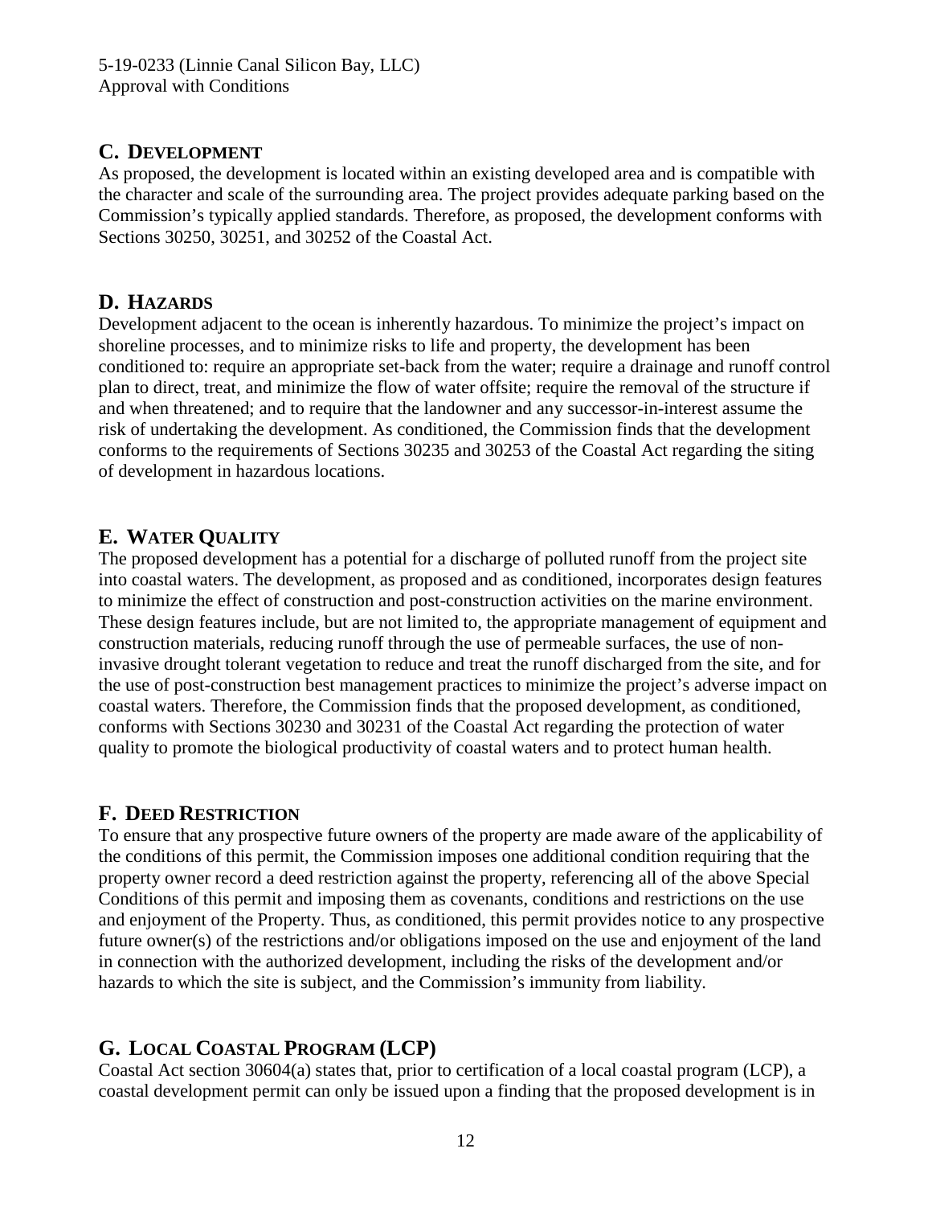## C. DEVELOPMENT

As proposed, the development is located within an existing developed area and is compatible with the character and scale of the surrounding area. The project provides adequate parking based on the Commission's typically applied standards. Therefore, as proposed, the development conforms with Sections 30250, 30251, and 30252 of the Coastal Act.

## D. HAZARDS

Development adjacent to the ocean is inherently hazardous. To minimize the project's impact on shoreline processes, and to minimize risks to life and property, the development has been conditioned to: require an appropriate set-back from the water; require a drainage and runoff control plan to direct, treat, and minimize the flow of water offsite; require the removal of the structure if and when threatened; and to require that the landowner and any successor-in-interest assume the risk of undertaking the development. As conditioned, the Commission finds that the development conforms to the requirements of Sections 30235 and 30253 of the Coastal Act regarding the siting of development in hazardous locations.

## E. WATER QUALITY

The proposed development has a potential for a discharge of polluted runoff from the project site into coastal waters. The development, as proposed and as conditioned, incorporates design features to minimize the effect of construction and post-construction activities on the marine environment. These design features include, but are not limited to, the appropriate management of equipment and construction materials, reducing runoff through the use of permeable surfaces, the use of non-invasive drought tolerant vegetation to reduce and treat the runoff discharged from the site, and for the use of post-construction best management practices to minimize the project's adverse impact on coastal waters. Therefore, the Commission finds that the proposed development, as conditioned, conforms with Sections 30230 and 30231 of the Coastal Act regarding the protection of water quality to promote the biological productivity of coastal waters and to protect human health.

## F. DEED RESTRICTION

To ensure that any prospective future owners of the property are made aware of the applicability of the conditions of this permit, the Commission imposes one additional condition requiring that the property owner record a deed restriction against the property, referencing all of the above Special Conditions of this permit and imposing them as covenants, conditions and restrictions on the use and enjoyment of the Property. Thus, as conditioned, this permit provides notice to any prospective future owner(s) of the restrictions and/or obligations imposed on the use and enjoyment of the land in connection with the authorized development, including the risks of the development and/or hazards to which the site is subject, and the Commission's immunity from liability.

## G. LOCAL COASTAL PROGRAM (LCP)

Coastal Act section 30604(a) states that, prior to certification of a local coastal program (LCP), a coastal development permit can only be issued upon a finding that the proposed development is in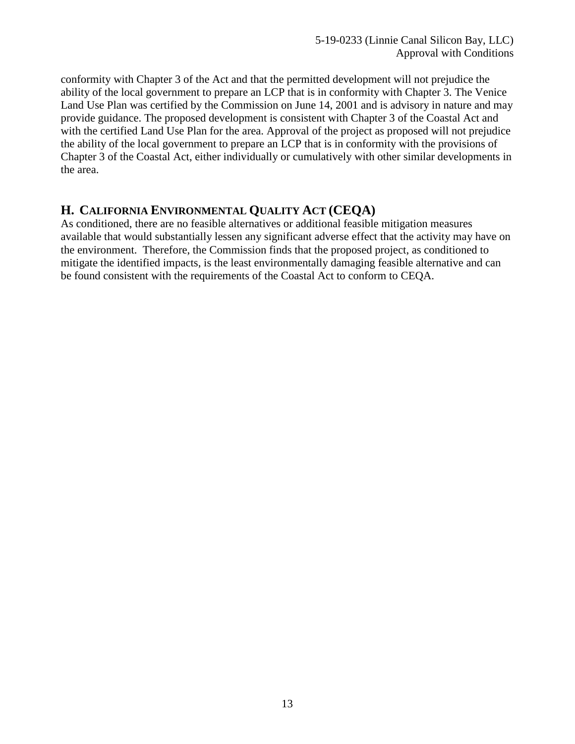conformity with Chapter 3 of the Act and that the permitted development will not prejudice the ability of the local government to prepare an LCP that is in conformity with Chapter 3. The Venice Land Use Plan was certified by the Commission on June 14, 2001 and is advisory in nature and may provide guidance. The proposed development is consistent with Chapter 3 of the Coastal Act and with the certified Land Use Plan for the area. Approval of the project as proposed will not prejudice the ability of the local government to prepare an LCP that is in conformity with the provisions of Chapter 3 of the Coastal Act, either individually or cumulatively with other similar developments in the area.

## H. CALIFORNIA ENVIRONMENTAL QUALITY ACT (CEQA)

As conditioned, there are no feasible alternatives or additional feasible mitigation measures available that would substantially lessen any significant adverse effect that the activity may have on the environment. Therefore, the Commission finds that the proposed project, as conditioned to mitigate the identified impacts, is the least environmentally damaging feasible alternative and can be found consistent with the requirements of the Coastal Act to conform to CEQA.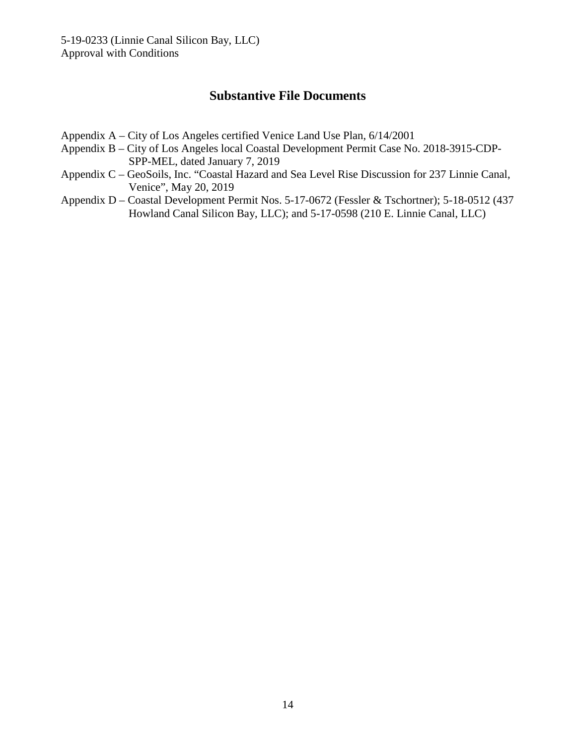## Substantive File Documents

Appendix A – City of Los Angeles certified Venice Land Use Plan, 6/14/2001

Appendix B – City of Los Angeles local Coastal Development Permit Case No. 2018-3915-CDP-SPP-MEL, dated January 7, 2019

Appendix C – GeoSoils, Inc. "Coastal Hazard and Sea Level Rise Discussion for 237 Linnie Canal, Venice", May 20, 2019

Appendix D – Coastal Development Permit Nos. 5-17-0672 (Fessler & Tschortner); 5-18-0512 (437 Howland Canal Silicon Bay, LLC); and 5-17-0598 (210 E. Linnie Canal, LLC)